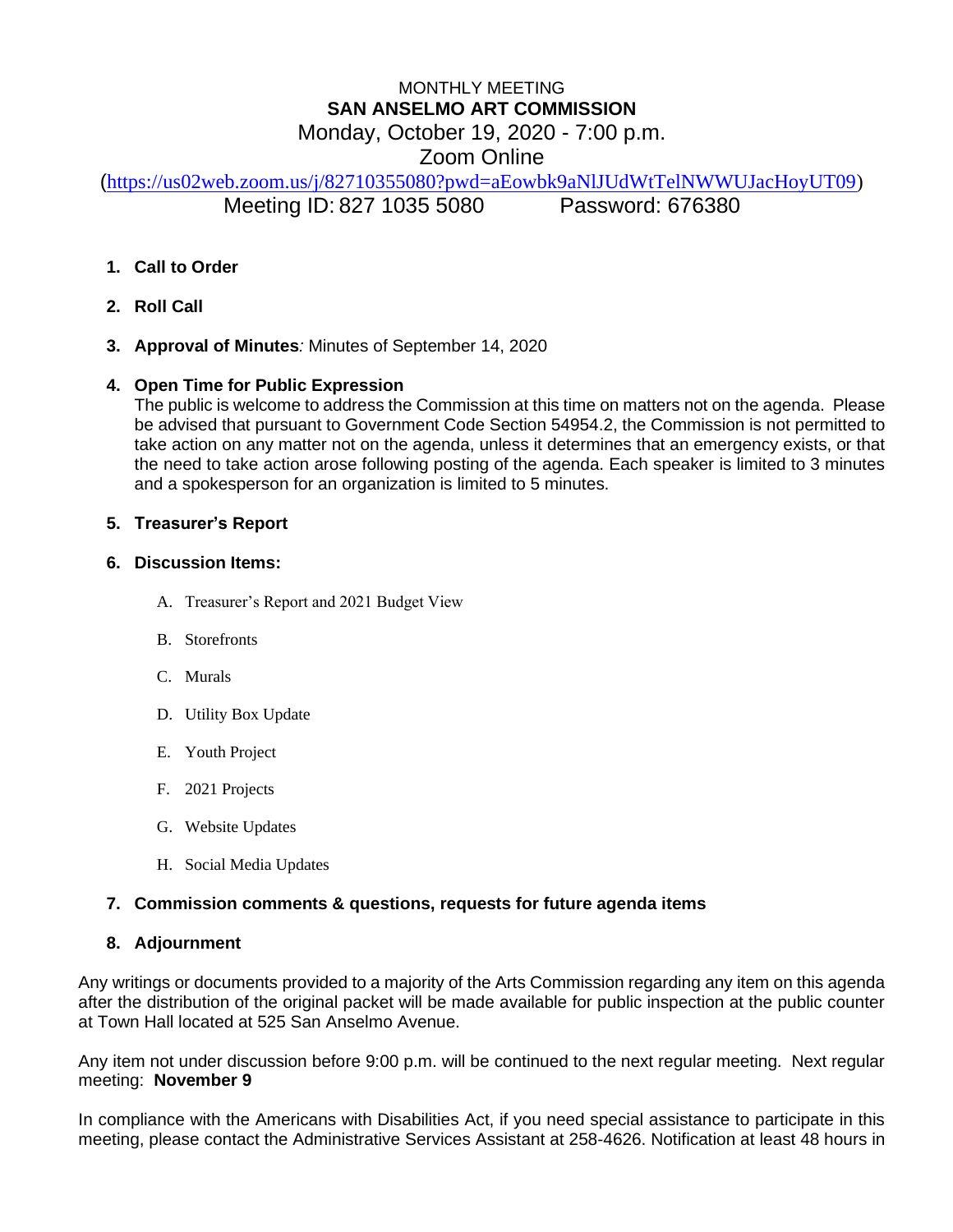MONTHLY MEETING

# SAN ANSELMO ART COMMISSION

Monday, October 19, 2020 - 7:00 p.m.

Zoom Online

(https://us02web.zoom.us/j/82710355080?pwd=aEowbk9aNlJUdWtTelNWWUJacHoyUT09)

Meeting ID: 827 1035 5080 Password: 676380

1. **Call to Order**

2. **Roll Call**

3. **Approval of Minutes***:* Minutes of September 14, 2020

4. **Open Time for Public Expression**
   The public is welcome to address the Commission at this time on matters not on the agenda. Please be advised that pursuant to Government Code Section 54954.2, the Commission is not permitted to take action on any matter not on the agenda, unless it determines that an emergency exists, or that the need to take action arose following posting of the agenda. Each speaker is limited to 3 minutes and a spokesperson for an organization is limited to 5 minutes.

5. **Treasurer's Report**

6. **Discussion Items:**

   A. Treasurer's Report and 2021 Budget View

   B. Storefronts

   C. Murals

   D. Utility Box Update

   E. Youth Project

   F. 2021 Projects

   G. Website Updates

   H. Social Media Updates

7. **Commission comments & questions, requests for future agenda items**

8. **Adjournment**

Any writings or documents provided to a majority of the Arts Commission regarding any item on this agenda after the distribution of the original packet will be made available for public inspection at the public counter at Town Hall located at 525 San Anselmo Avenue.

Any item not under discussion before 9:00 p.m. will be continued to the next regular meeting. Next regular meeting: **November 9**

In compliance with the Americans with Disabilities Act, if you need special assistance to participate in this meeting, please contact the Administrative Services Assistant at 258-4626. Notification at least 48 hours in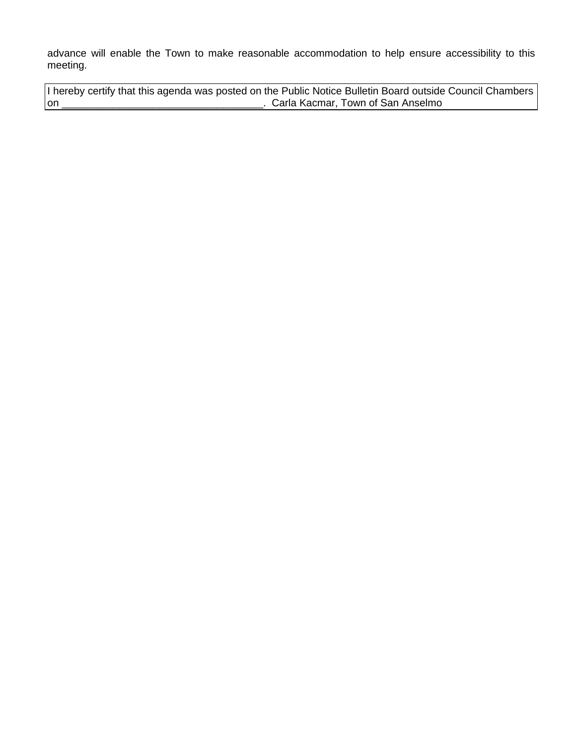advance will enable the Town to make reasonable accommodation to help ensure accessibility to this meeting.

| |
|---|
| I hereby certify that this agenda was posted on the Public Notice Bulletin Board outside Council Chambers on _________________________________. Carla Kacmar, Town of San Anselmo |